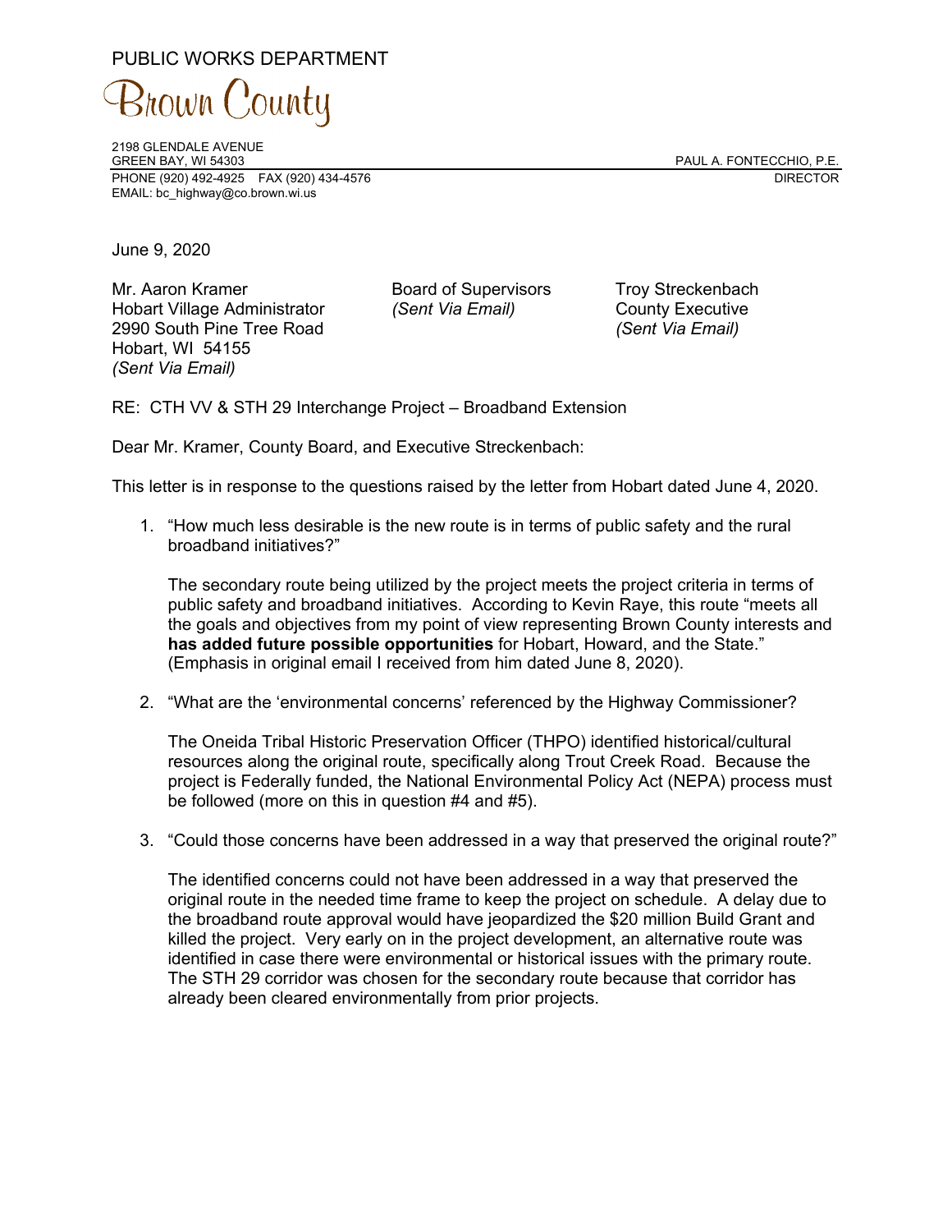PUBLIC WORKS DEPARTMENT

# Brown County

2198 GLENDALE AVENUE
GREEN BAY, WI 54303
PHONE (920) 492-4925 FAX (920) 434-4576
EMAIL: bc_highway@co.brown.wi.us

PAUL A. FONTECCHIO, P.E.
DIRECTOR

June 9, 2020

Mr. Aaron Kramer
Hobart Village Administrator
2990 South Pine Tree Road
Hobart, WI 54155
*(Sent Via Email)*

Board of Supervisors
*(Sent Via Email)*

Troy Streckenbach
County Executive
*(Sent Via Email)*

RE: CTH VV & STH 29 Interchange Project – Broadband Extension

Dear Mr. Kramer, County Board, and Executive Streckenbach:

This letter is in response to the questions raised by the letter from Hobart dated June 4, 2020.

1. "How much less desirable is the new route is in terms of public safety and the rural broadband initiatives?"

   The secondary route being utilized by the project meets the project criteria in terms of public safety and broadband initiatives. According to Kevin Raye, this route "meets all the goals and objectives from my point of view representing Brown County interests and **has added future possible opportunities** for Hobart, Howard, and the State." (Emphasis in original email I received from him dated June 8, 2020).

2. "What are the 'environmental concerns' referenced by the Highway Commissioner?

   The Oneida Tribal Historic Preservation Officer (THPO) identified historical/cultural resources along the original route, specifically along Trout Creek Road. Because the project is Federally funded, the National Environmental Policy Act (NEPA) process must be followed (more on this in question #4 and #5).

3. "Could those concerns have been addressed in a way that preserved the original route?"

   The identified concerns could not have been addressed in a way that preserved the original route in the needed time frame to keep the project on schedule. A delay due to the broadband route approval would have jeopardized the $20 million Build Grant and killed the project. Very early on in the project development, an alternative route was identified in case there were environmental or historical issues with the primary route. The STH 29 corridor was chosen for the secondary route because that corridor has already been cleared environmentally from prior projects.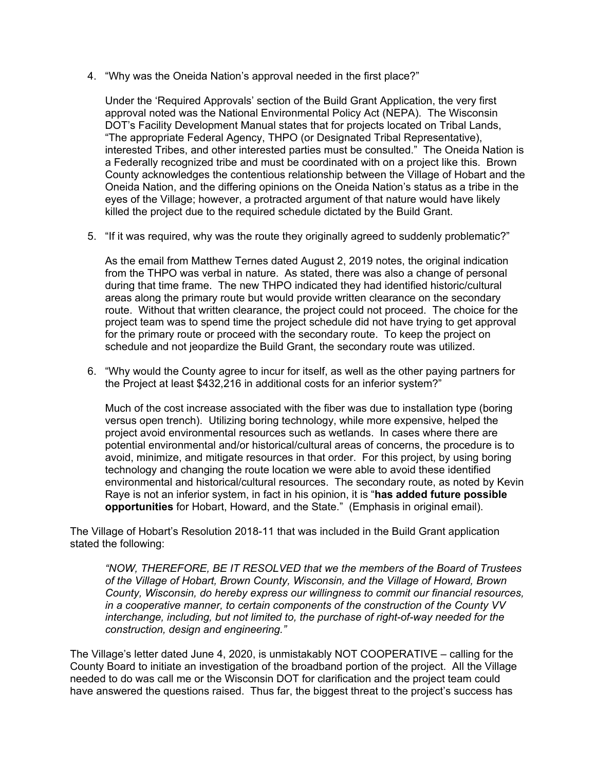4. "Why was the Oneida Nation's approval needed in the first place?"

   Under the 'Required Approvals' section of the Build Grant Application, the very first approval noted was the National Environmental Policy Act (NEPA). The Wisconsin DOT's Facility Development Manual states that for projects located on Tribal Lands, "The appropriate Federal Agency, THPO (or Designated Tribal Representative), interested Tribes, and other interested parties must be consulted." The Oneida Nation is a Federally recognized tribe and must be coordinated with on a project like this. Brown County acknowledges the contentious relationship between the Village of Hobart and the Oneida Nation, and the differing opinions on the Oneida Nation's status as a tribe in the eyes of the Village; however, a protracted argument of that nature would have likely killed the project due to the required schedule dictated by the Build Grant.

5. "If it was required, why was the route they originally agreed to suddenly problematic?"

   As the email from Matthew Ternes dated August 2, 2019 notes, the original indication from the THPO was verbal in nature. As stated, there was also a change of personal during that time frame. The new THPO indicated they had identified historic/cultural areas along the primary route but would provide written clearance on the secondary route. Without that written clearance, the project could not proceed. The choice for the project team was to spend time the project schedule did not have trying to get approval for the primary route or proceed with the secondary route. To keep the project on schedule and not jeopardize the Build Grant, the secondary route was utilized.

6. "Why would the County agree to incur for itself, as well as the other paying partners for the Project at least $432,216 in additional costs for an inferior system?"

   Much of the cost increase associated with the fiber was due to installation type (boring versus open trench). Utilizing boring technology, while more expensive, helped the project avoid environmental resources such as wetlands. In cases where there are potential environmental and/or historical/cultural areas of concerns, the procedure is to avoid, minimize, and mitigate resources in that order. For this project, by using boring technology and changing the route location we were able to avoid these identified environmental and historical/cultural resources. The secondary route, as noted by Kevin Raye is not an inferior system, in fact in his opinion, it is "**has added future possible opportunities** for Hobart, Howard, and the State." (Emphasis in original email).

The Village of Hobart's Resolution 2018-11 that was included in the Build Grant application stated the following:

> *"NOW, THEREFORE, BE IT RESOLVED that we the members of the Board of Trustees of the Village of Hobart, Brown County, Wisconsin, and the Village of Howard, Brown County, Wisconsin, do hereby express our willingness to commit our financial resources, in a cooperative manner, to certain components of the construction of the County VV interchange, including, but not limited to, the purchase of right-of-way needed for the construction, design and engineering."*

The Village's letter dated June 4, 2020, is unmistakably NOT COOPERATIVE – calling for the County Board to initiate an investigation of the broadband portion of the project. All the Village needed to do was call me or the Wisconsin DOT for clarification and the project team could have answered the questions raised. Thus far, the biggest threat to the project's success has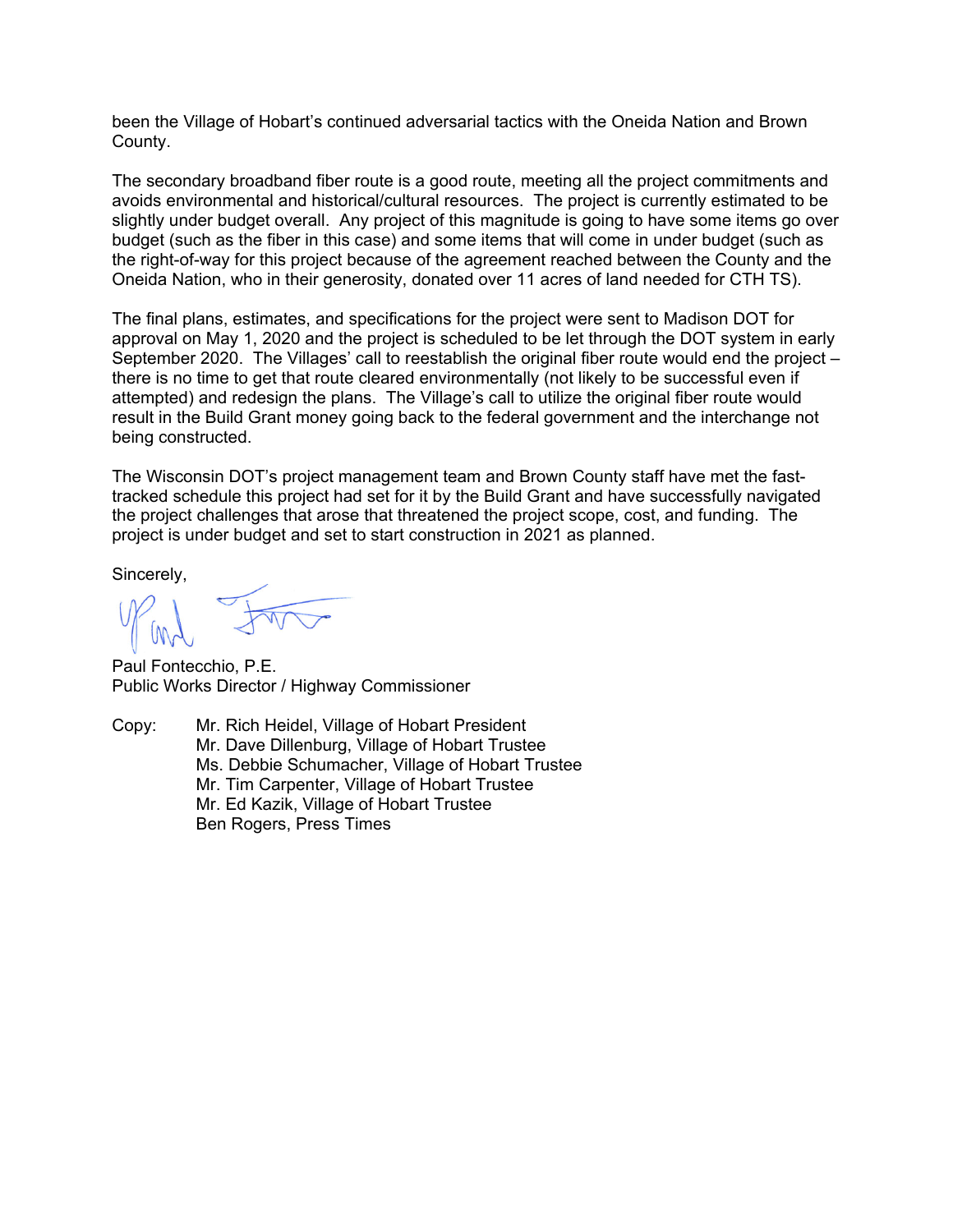been the Village of Hobart's continued adversarial tactics with the Oneida Nation and Brown County.

The secondary broadband fiber route is a good route, meeting all the project commitments and avoids environmental and historical/cultural resources. The project is currently estimated to be slightly under budget overall. Any project of this magnitude is going to have some items go over budget (such as the fiber in this case) and some items that will come in under budget (such as the right-of-way for this project because of the agreement reached between the County and the Oneida Nation, who in their generosity, donated over 11 acres of land needed for CTH TS).

The final plans, estimates, and specifications for the project were sent to Madison DOT for approval on May 1, 2020 and the project is scheduled to be let through the DOT system in early September 2020. The Villages' call to reestablish the original fiber route would end the project – there is no time to get that route cleared environmentally (not likely to be successful even if attempted) and redesign the plans. The Village's call to utilize the original fiber route would result in the Build Grant money going back to the federal government and the interchange not being constructed.

The Wisconsin DOT's project management team and Brown County staff have met the fast-tracked schedule this project had set for it by the Build Grant and have successfully navigated the project challenges that arose that threatened the project scope, cost, and funding. The project is under budget and set to start construction in 2021 as planned.

Sincerely,

Paul Fontecchio, P.E.
Public Works Director / Highway Commissioner

Copy: Mr. Rich Heidel, Village of Hobart President
Mr. Dave Dillenburg, Village of Hobart Trustee
Ms. Debbie Schumacher, Village of Hobart Trustee
Mr. Tim Carpenter, Village of Hobart Trustee
Mr. Ed Kazik, Village of Hobart Trustee
Ben Rogers, Press Times